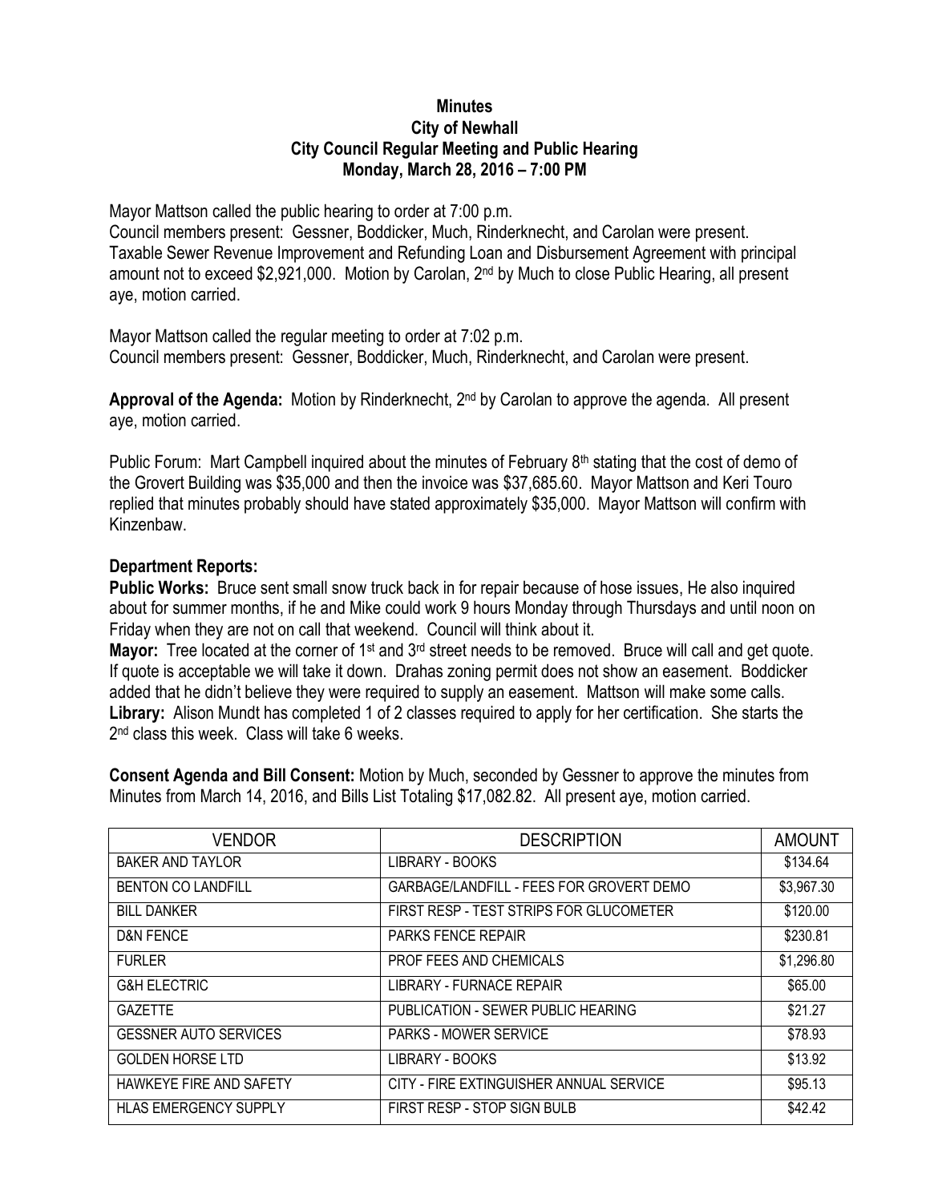# Minutes
## City of Newhall
## City Council Regular Meeting and Public Hearing
## Monday, March 28, 2016 – 7:00 PM

Mayor Mattson called the public hearing to order at 7:00 p.m.
Council members present: Gessner, Boddicker, Much, Rinderknecht, and Carolan were present.
Taxable Sewer Revenue Improvement and Refunding Loan and Disbursement Agreement with principal amount not to exceed $2,921,000. Motion by Carolan, 2nd by Much to close Public Hearing, all present aye, motion carried.

Mayor Mattson called the regular meeting to order at 7:02 p.m.
Council members present: Gessner, Boddicker, Much, Rinderknecht, and Carolan were present.

**Approval of the Agenda:** Motion by Rinderknecht, 2nd by Carolan to approve the agenda. All present aye, motion carried.

Public Forum: Mart Campbell inquired about the minutes of February 8th stating that the cost of demo of the Grovert Building was $35,000 and then the invoice was $37,685.60. Mayor Mattson and Keri Touro replied that minutes probably should have stated approximately $35,000. Mayor Mattson will confirm with Kinzenbaw.

**Department Reports:**

**Public Works:** Bruce sent small snow truck back in for repair because of hose issues, He also inquired about for summer months, if he and Mike could work 9 hours Monday through Thursdays and until noon on Friday when they are not on call that weekend. Council will think about it.

**Mayor:** Tree located at the corner of 1st and 3rd street needs to be removed. Bruce will call and get quote. If quote is acceptable we will take it down. Drahas zoning permit does not show an easement. Boddicker added that he didn't believe they were required to supply an easement. Mattson will make some calls.

**Library:** Alison Mundt has completed 1 of 2 classes required to apply for her certification. She starts the 2nd class this week. Class will take 6 weeks.

**Consent Agenda and Bill Consent:** Motion by Much, seconded by Gessner to approve the minutes from Minutes from March 14, 2016, and Bills List Totaling $17,082.82. All present aye, motion carried.

| VENDOR | DESCRIPTION | AMOUNT |
|---|---|---|
| BAKER AND TAYLOR | LIBRARY - BOOKS | $134.64 |
| BENTON CO LANDFILL | GARBAGE/LANDFILL - FEES FOR GROVERT DEMO | $3,967.30 |
| BILL DANKER | FIRST RESP - TEST STRIPS FOR GLUCOMETER | $120.00 |
| D&N FENCE | PARKS FENCE REPAIR | $230.81 |
| FURLER | PROF FEES AND CHEMICALS | $1,296.80 |
| G&H ELECTRIC | LIBRARY - FURNACE REPAIR | $65.00 |
| GAZETTE | PUBLICATION - SEWER PUBLIC HEARING | $21.27 |
| GESSNER AUTO SERVICES | PARKS - MOWER SERVICE | $78.93 |
| GOLDEN HORSE LTD | LIBRARY - BOOKS | $13.92 |
| HAWKEYE FIRE AND SAFETY | CITY - FIRE EXTINGUISHER ANNUAL SERVICE | $95.13 |
| HLAS EMERGENCY SUPPLY | FIRST RESP - STOP SIGN BULB | $42.42 |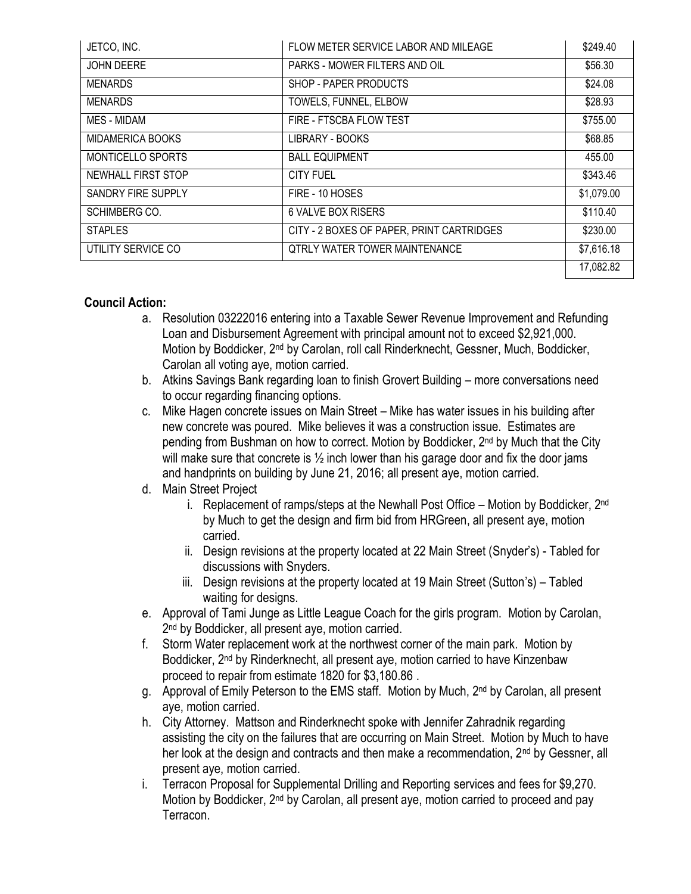| JETCO, INC. | FLOW METER SERVICE LABOR AND MILEAGE | $249.40 |
|---|---|---|
| JOHN DEERE | PARKS - MOWER FILTERS AND OIL | $56.30 |
| MENARDS | SHOP - PAPER PRODUCTS | $24.08 |
| MENARDS | TOWELS, FUNNEL, ELBOW | $28.93 |
| MES - MIDAM | FIRE - FTSCBA FLOW TEST | $755.00 |
| MIDAMERICA BOOKS | LIBRARY - BOOKS | $68.85 |
| MONTICELLO SPORTS | BALL EQUIPMENT | 455.00 |
| NEWHALL FIRST STOP | CITY FUEL | $343.46 |
| SANDRY FIRE SUPPLY | FIRE - 10 HOSES | $1,079.00 |
| SCHIMBERG CO. | 6 VALVE BOX RISERS | $110.40 |
| STAPLES | CITY - 2 BOXES OF PAPER, PRINT CARTRIDGES | $230.00 |
| UTILITY SERVICE CO | QTRLY WATER TOWER MAINTENANCE | $7,616.18 |
| | | 17,082.82 |

**Council Action:**

a. Resolution 03222016 entering into a Taxable Sewer Revenue Improvement and Refunding Loan and Disbursement Agreement with principal amount not to exceed $2,921,000. Motion by Boddicker, 2nd by Carolan, roll call Rinderknecht, Gessner, Much, Boddicker, Carolan all voting aye, motion carried.

b. Atkins Savings Bank regarding loan to finish Grovert Building – more conversations need to occur regarding financing options.

c. Mike Hagen concrete issues on Main Street – Mike has water issues in his building after new concrete was poured. Mike believes it was a construction issue. Estimates are pending from Bushman on how to correct. Motion by Boddicker, 2nd by Much that the City will make sure that concrete is ½ inch lower than his garage door and fix the door jams and handprints on building by June 21, 2016; all present aye, motion carried.

d. Main Street Project

   i. Replacement of ramps/steps at the Newhall Post Office – Motion by Boddicker, 2nd by Much to get the design and firm bid from HRGreen, all present aye, motion carried.

   ii. Design revisions at the property located at 22 Main Street (Snyder's) - Tabled for discussions with Snyders.

   iii. Design revisions at the property located at 19 Main Street (Sutton's) – Tabled waiting for designs.

e. Approval of Tami Junge as Little League Coach for the girls program. Motion by Carolan, 2nd by Boddicker, all present aye, motion carried.

f. Storm Water replacement work at the northwest corner of the main park. Motion by Boddicker, 2nd by Rinderknecht, all present aye, motion carried to have Kinzenbaw proceed to repair from estimate 1820 for $3,180.86 .

g. Approval of Emily Peterson to the EMS staff. Motion by Much, 2nd by Carolan, all present aye, motion carried.

h. City Attorney. Mattson and Rinderknecht spoke with Jennifer Zahradnik regarding assisting the city on the failures that are occurring on Main Street. Motion by Much to have her look at the design and contracts and then make a recommendation, 2nd by Gessner, all present aye, motion carried.

i. Terracon Proposal for Supplemental Drilling and Reporting services and fees for $9,270. Motion by Boddicker, 2nd by Carolan, all present aye, motion carried to proceed and pay Terracon.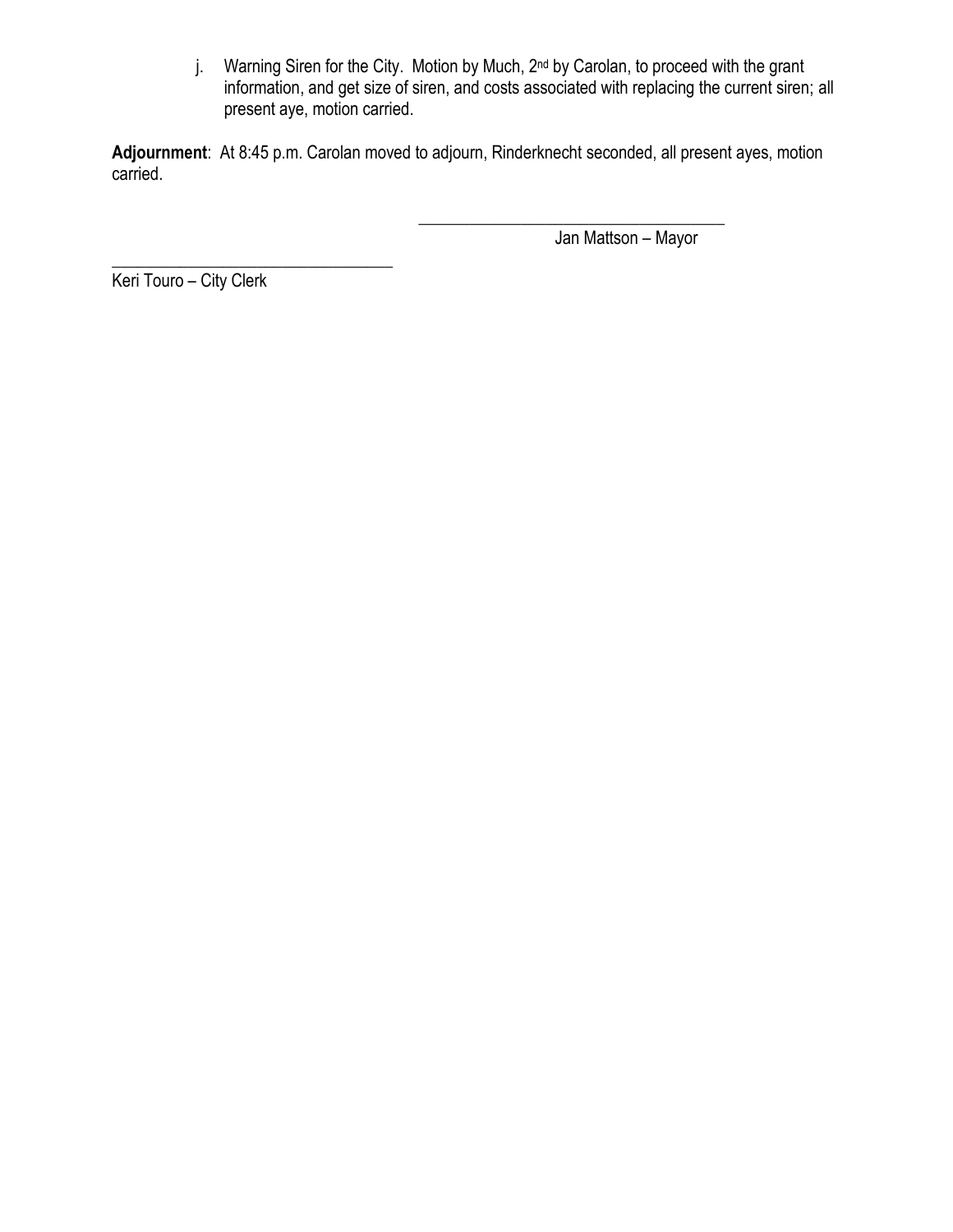j. Warning Siren for the City. Motion by Much, 2nd by Carolan, to proceed with the grant information, and get size of siren, and costs associated with replacing the current siren; all present aye, motion carried.

**Adjournment**: At 8:45 p.m. Carolan moved to adjourn, Rinderknecht seconded, all present ayes, motion carried.

\_\_\_\_\_\_\_\_\_\_\_\_\_\_\_\_\_\_\_\_\_\_\_\_\_\_\_\_\_\_\_\_\_\_\_\_

Jan Mattson – Mayor

\_\_\_\_\_\_\_\_\_\_\_\_\_\_\_\_\_\_\_\_\_\_\_\_\_\_\_\_\_\_\_\_\_\_

Keri Touro – City Clerk